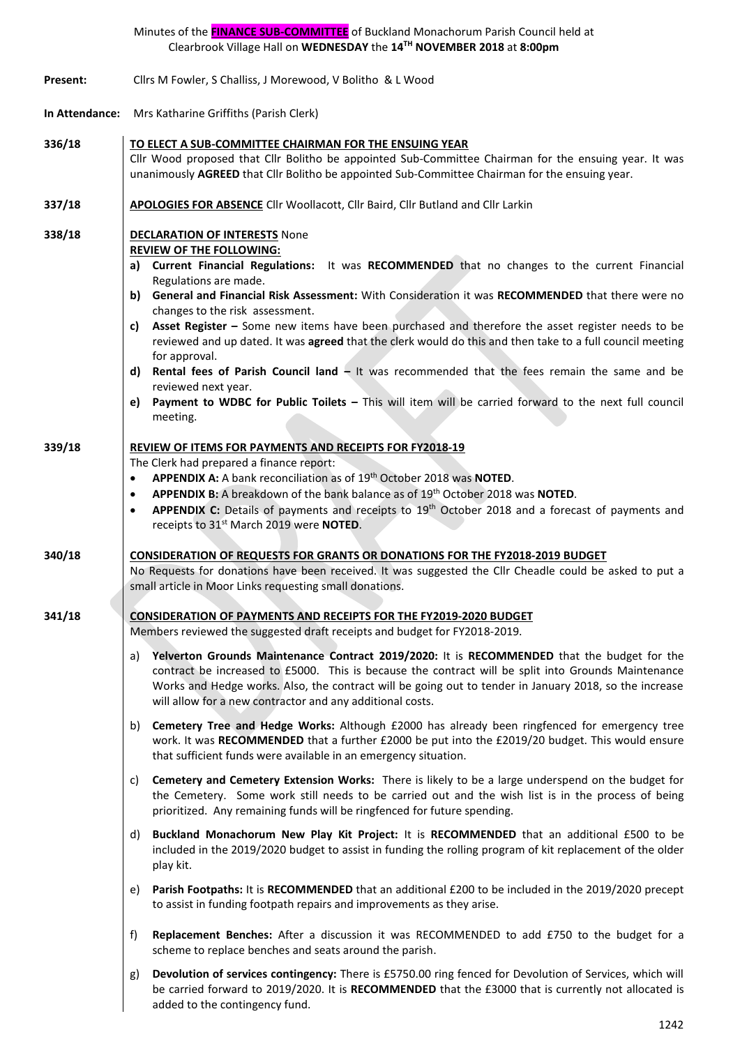Minutes of the **FINANCE SUB-COMMITTEE** of Buckland Monachorum Parish Council held at Clearbrook Village Hall on **WEDNESDAY** the **14TH NOVEMBER 2018** at **8:00pm**

**Present:** Cllrs M Fowler, S Challiss, J Morewood, V Bolitho & L Wood

**In Attendance:** Mrs Katharine Griffiths (Parish Clerk)

**336/18** **TO ELECT A SUB-COMMITTEE CHAIRMAN FOR THE ENSUING YEAR**

Cllr Wood proposed that Cllr Bolitho be appointed Sub-Committee Chairman for the ensuing year. It was unanimously **AGREED** that Cllr Bolitho be appointed Sub-Committee Chairman for the ensuing year.

**337/18** **APOLOGIES FOR ABSENCE** Cllr Woollacott, Cllr Baird, Cllr Butland and Cllr Larkin

**338/18** **DECLARATION OF INTERESTS** None

**REVIEW OF THE FOLLOWING:**

a) **Current Financial Regulations:** It was **RECOMMENDED** that no changes to the current Financial Regulations are made.
b) **General and Financial Risk Assessment:** With Consideration it was **RECOMMENDED** that there were no changes to the risk assessment.
c) **Asset Register –** Some new items have been purchased and therefore the asset register needs to be reviewed and up dated. It was **agreed** that the clerk would do this and then take to a full council meeting for approval.
d) **Rental fees of Parish Council land –** It was recommended that the fees remain the same and be reviewed next year.
e) **Payment to WDBC for Public Toilets –** This will item will be carried forward to the next full council meeting.

**339/18** **REVIEW OF ITEMS FOR PAYMENTS AND RECEIPTS FOR FY2018-19**

The Clerk had prepared a finance report:

- **APPENDIX A:** A bank reconciliation as of 19th October 2018 was **NOTED**.
- **APPENDIX B:** A breakdown of the bank balance as of 19th October 2018 was **NOTED**.
- **APPENDIX C:** Details of payments and receipts to 19th October 2018 and a forecast of payments and receipts to 31st March 2019 were **NOTED**.

**340/18** **CONSIDERATION OF REQUESTS FOR GRANTS OR DONATIONS FOR THE FY2018-2019 BUDGET**

No Requests for donations have been received. It was suggested the Cllr Cheadle could be asked to put a small article in Moor Links requesting small donations.

**341/18** **CONSIDERATION OF PAYMENTS AND RECEIPTS FOR THE FY2019-2020 BUDGET**

Members reviewed the suggested draft receipts and budget for FY2018-2019.

a) **Yelverton Grounds Maintenance Contract 2019/2020:** It is **RECOMMENDED** that the budget for the contract be increased to £5000. This is because the contract will be split into Grounds Maintenance Works and Hedge works. Also, the contract will be going out to tender in January 2018, so the increase will allow for a new contractor and any additional costs.

b) **Cemetery Tree and Hedge Works:** Although £2000 has already been ringfenced for emergency tree work. It was **RECOMMENDED** that a further £2000 be put into the £2019/20 budget. This would ensure that sufficient funds were available in an emergency situation.

c) **Cemetery and Cemetery Extension Works:** There is likely to be a large underspend on the budget for the Cemetery. Some work still needs to be carried out and the wish list is in the process of being prioritized. Any remaining funds will be ringfenced for future spending.

d) **Buckland Monachorum New Play Kit Project:** It is **RECOMMENDED** that an additional £500 to be included in the 2019/2020 budget to assist in funding the rolling program of kit replacement of the older play kit.

e) **Parish Footpaths:** It is **RECOMMENDED** that an additional £200 to be included in the 2019/2020 precept to assist in funding footpath repairs and improvements as they arise.

f) **Replacement Benches:** After a discussion it was RECOMMENDED to add £750 to the budget for a scheme to replace benches and seats around the parish.

g) **Devolution of services contingency:** There is £5750.00 ring fenced for Devolution of Services, which will be carried forward to 2019/2020. It is **RECOMMENDED** that the £3000 that is currently not allocated is added to the contingency fund.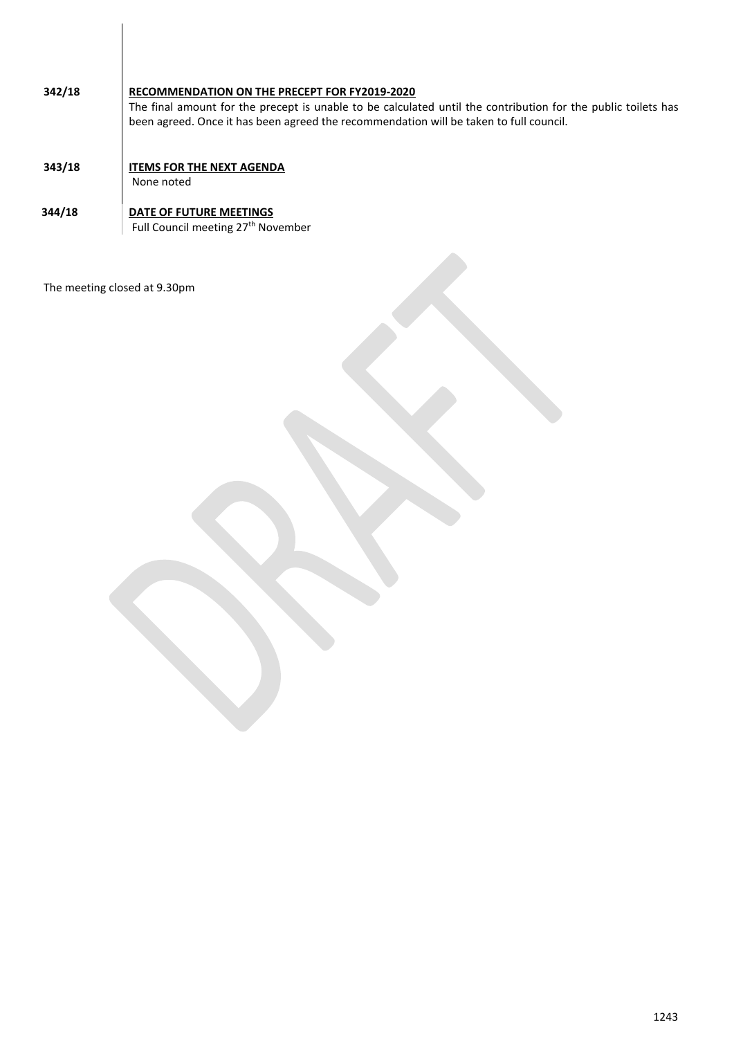| | |
|---|---|
| **342/18** | **<u>RECOMMENDATION ON THE PRECEPT FOR FY2019-2020</u>**<br>The final amount for the precept is unable to be calculated until the contribution for the public toilets has been agreed. Once it has been agreed the recommendation will be taken to full council. |
| **343/18** | **<u>ITEMS FOR THE NEXT AGENDA</u>**<br>None noted |
| **344/18** | **<u>DATE OF FUTURE MEETINGS</u>**<br>Full Council meeting 27th November |

The meeting closed at 9.30pm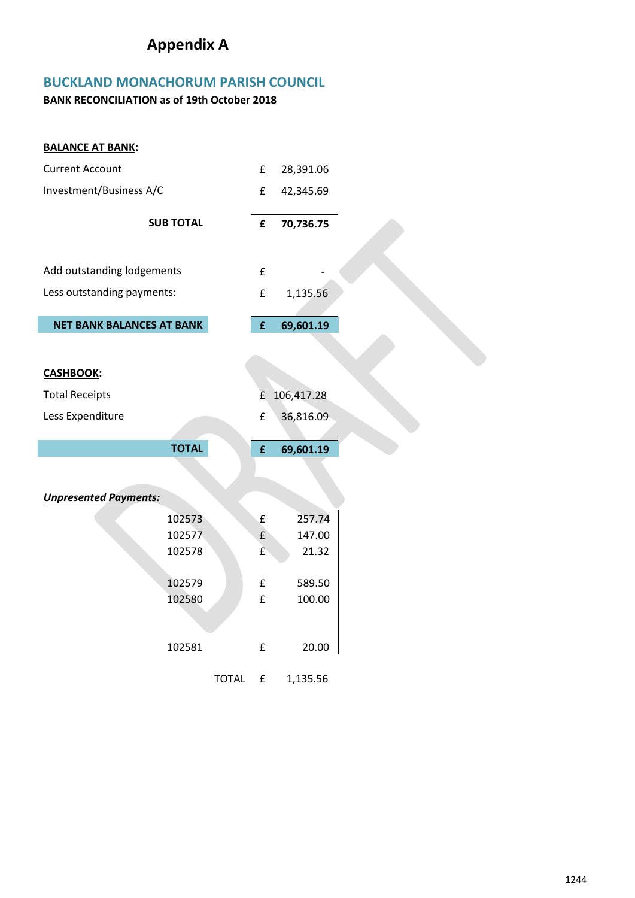# Appendix A

## BUCKLAND MONACHORUM PARISH COUNCIL

**BANK RECONCILIATION as of 19th October 2018**

**BALANCE AT BANK:**

| | | |
|---|---|---|
| Current Account | £ | 28,391.06 |
| Investment/Business A/C | £ | 42,345.69 |
| **SUB TOTAL** | **£** | **70,736.75** |
| Add outstanding lodgements | £ | - |
| Less outstanding payments: | £ | 1,135.56 |
| **NET BANK BALANCES AT BANK** | **£** | **69,601.19** |

**CASHBOOK:**

| | | |
|---|---|---|
| Total Receipts | £ | 106,417.28 |
| Less Expenditure | £ | 36,816.09 |
| **TOTAL** | **£** | **69,601.19** |

***Unpresented Payments:***

| | | |
|---|---|---|
| 102573 | £ | 257.74 |
| 102577 | £ | 147.00 |
| 102578 | £ | 21.32 |
| 102579 | £ | 589.50 |
| 102580 | £ | 100.00 |
| 102581 | £ | 20.00 |
| TOTAL | £ | 1,135.56 |

DRAFT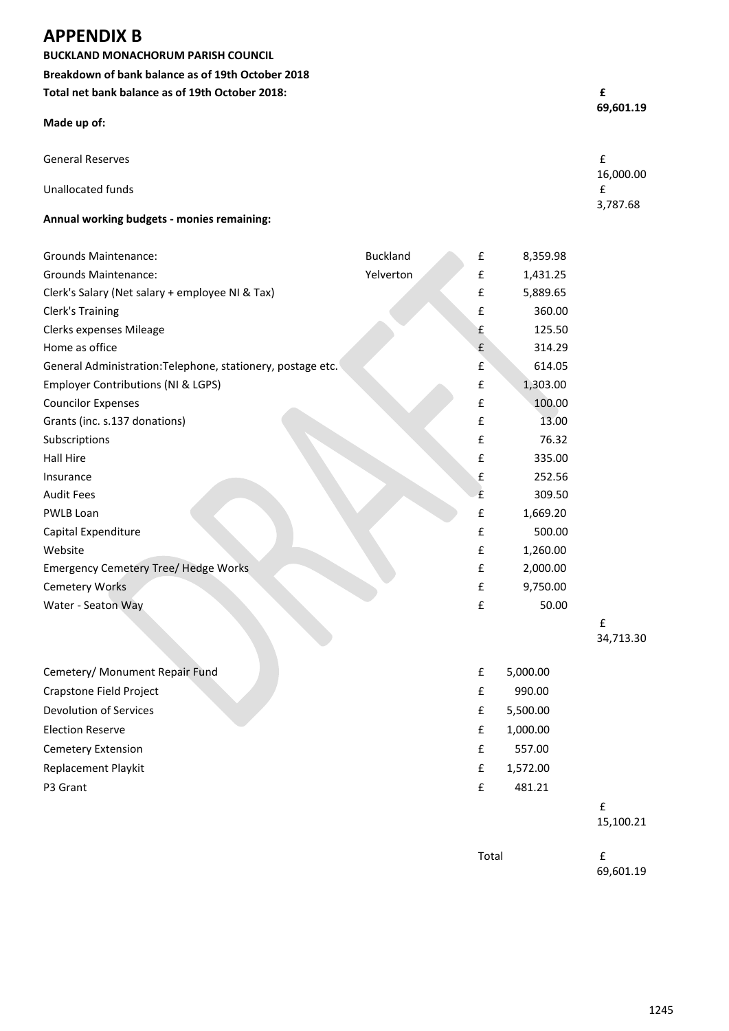# APPENDIX B

**BUCKLAND MONACHORUM PARISH COUNCIL**

**Breakdown of bank balance as of 19th October 2018**

| | | | | |
|---|---|---|---|---|
| **Total net bank balance as of 19th October 2018:** | | | | **£ 69,601.19** |
| **Made up of:** | | | | |
| General Reserves | | | | £ 16,000.00 |
| Unallocated funds | | | | £ 3,787.68 |
| **Annual working budgets - monies remaining:** | | | | |
| Grounds Maintenance: | Buckland | £ | 8,359.98 | |
| Grounds Maintenance: | Yelverton | £ | 1,431.25 | |
| Clerk's Salary (Net salary + employee NI & Tax) | | £ | 5,889.65 | |
| Clerk's Training | | £ | 360.00 | |
| Clerks expenses Mileage | | £ | 125.50 | |
| Home as office | | £ | 314.29 | |
| General Administration:Telephone, stationery, postage etc. | | £ | 614.05 | |
| Employer Contributions (NI & LGPS) | | £ | 1,303.00 | |
| Councilor Expenses | | £ | 100.00 | |
| Grants (inc. s.137 donations) | | £ | 13.00 | |
| Subscriptions | | £ | 76.32 | |
| Hall Hire | | £ | 335.00 | |
| Insurance | | £ | 252.56 | |
| Audit Fees | | £ | 309.50 | |
| PWLB Loan | | £ | 1,669.20 | |
| Capital Expenditure | | £ | 500.00 | |
| Website | | £ | 1,260.00 | |
| Emergency Cemetery Tree/ Hedge Works | | £ | 2,000.00 | |
| Cemetery Works | | £ | 9,750.00 | |
| Water - Seaton Way | | £ | 50.00 | |
| | | | | £ 34,713.30 |
| Cemetery/ Monument Repair Fund | | £ | 5,000.00 | |
| Crapstone Field Project | | £ | 990.00 | |
| Devolution of Services | | £ | 5,500.00 | |
| Election Reserve | | £ | 1,000.00 | |
| Cemetery Extension | | £ | 557.00 | |
| Replacement Playkit | | £ | 1,572.00 | |
| P3 Grant | | £ | 481.21 | |
| | | | | £ 15,100.21 |
| | | Total | | £ 69,601.19 |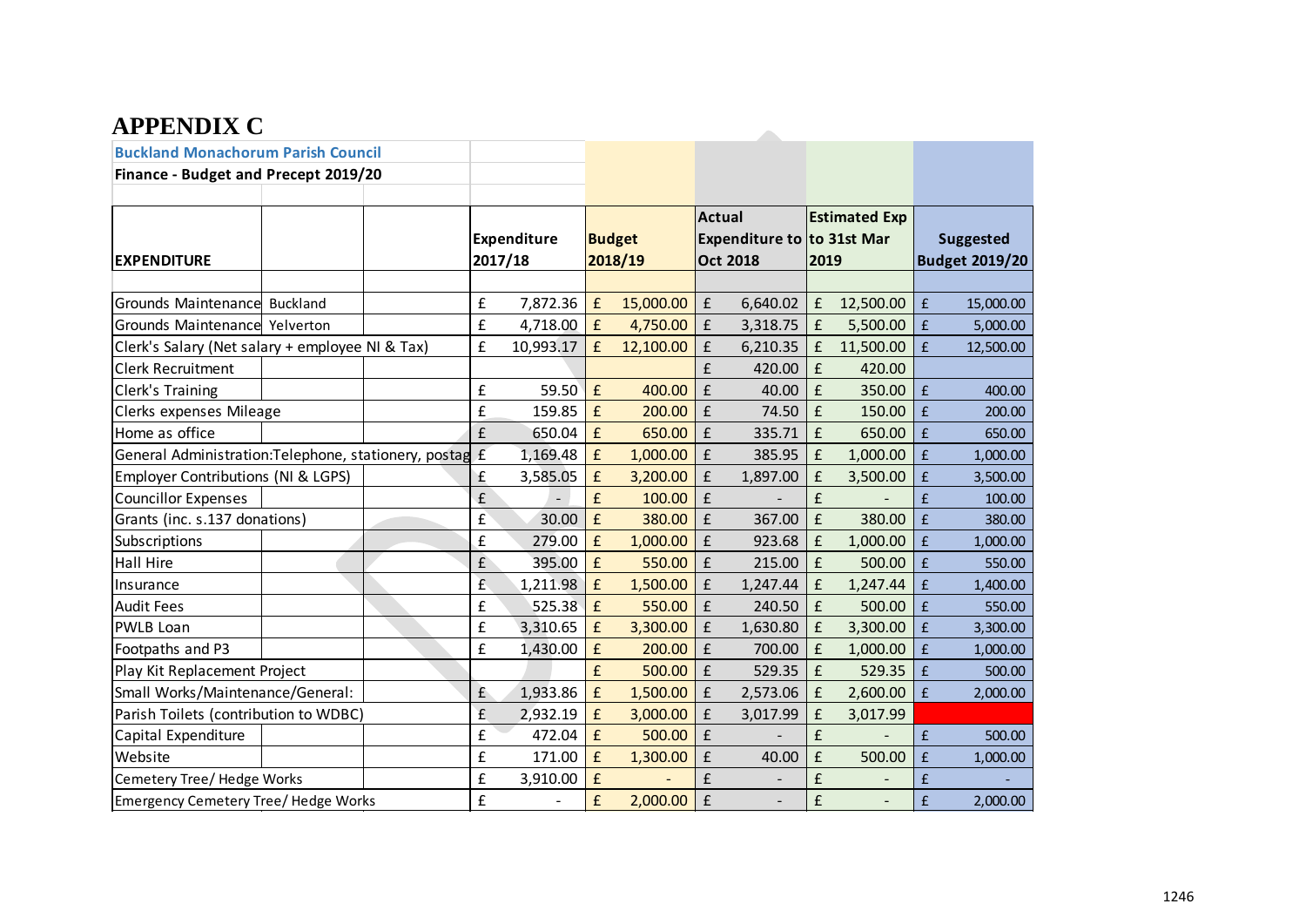# APPENDIX C

**Buckland Monachorum Parish Council**

**Finance - Budget and Precept 2019/20**

| EXPENDITURE | | Expenditure 2017/18 | Budget 2018/19 | Actual Expenditure to Oct 2018 | Estimated Exp to 31st Mar 2019 | Suggested Budget 2019/20 |
|---|---|---|---|---|---|---|
| Grounds Maintenance | Buckland | £ 7,872.36 | £ 15,000.00 | £ 6,640.02 | £ 12,500.00 | £ 15,000.00 |
| Grounds Maintenance | Yelverton | £ 4,718.00 | £ 4,750.00 | £ 3,318.75 | £ 5,500.00 | £ 5,000.00 |
| Clerk's Salary (Net salary + employee NI & Tax) | | £ 10,993.17 | £ 12,100.00 | £ 6,210.35 | £ 11,500.00 | £ 12,500.00 |
| Clerk Recruitment | | | | £ 420.00 | £ 420.00 | |
| Clerk's Training | | £ 59.50 | £ 400.00 | £ 40.00 | £ 350.00 | £ 400.00 |
| Clerks expenses Mileage | | £ 159.85 | £ 200.00 | £ 74.50 | £ 150.00 | £ 200.00 |
| Home as office | | £ 650.04 | £ 650.00 | £ 335.71 | £ 650.00 | £ 650.00 |
| General Administration:Telephone, stationery, postag | | £ 1,169.48 | £ 1,000.00 | £ 385.95 | £ 1,000.00 | £ 1,000.00 |
| Employer Contributions (NI & LGPS) | | £ 3,585.05 | £ 3,200.00 | £ 1,897.00 | £ 3,500.00 | £ 3,500.00 |
| Councillor Expenses | | £ - | £ 100.00 | £ - | £ - | £ 100.00 |
| Grants (inc. s.137 donations) | | £ 30.00 | £ 380.00 | £ 367.00 | £ 380.00 | £ 380.00 |
| Subscriptions | | £ 279.00 | £ 1,000.00 | £ 923.68 | £ 1,000.00 | £ 1,000.00 |
| Hall Hire | | £ 395.00 | £ 550.00 | £ 215.00 | £ 500.00 | £ 550.00 |
| Insurance | | £ 1,211.98 | £ 1,500.00 | £ 1,247.44 | £ 1,247.44 | £ 1,400.00 |
| Audit Fees | | £ 525.38 | £ 550.00 | £ 240.50 | £ 500.00 | £ 550.00 |
| PWLB Loan | | £ 3,310.65 | £ 3,300.00 | £ 1,630.80 | £ 3,300.00 | £ 3,300.00 |
| Footpaths and P3 | | £ 1,430.00 | £ 200.00 | £ 700.00 | £ 1,000.00 | £ 1,000.00 |
| Play Kit Replacement Project | | | £ 500.00 | £ 529.35 | £ 529.35 | £ 500.00 |
| Small Works/Maintenance/General: | | £ 1,933.86 | £ 1,500.00 | £ 2,573.06 | £ 2,600.00 | £ 2,000.00 |
| Parish Toilets (contribution to WDBC) | | £ 2,932.19 | £ 3,000.00 | £ 3,017.99 | £ 3,017.99 | |
| Capital Expenditure | | £ 472.04 | £ 500.00 | £ - | £ - | £ 500.00 |
| Website | | £ 171.00 | £ 1,300.00 | £ 40.00 | £ 500.00 | £ 1,000.00 |
| Cemetery Tree/ Hedge Works | | £ 3,910.00 | £ - | £ - | £ - | £ - |
| Emergency Cemetery Tree/ Hedge Works | | £ - | £ 2,000.00 | £ - | £ - | £ 2,000.00 |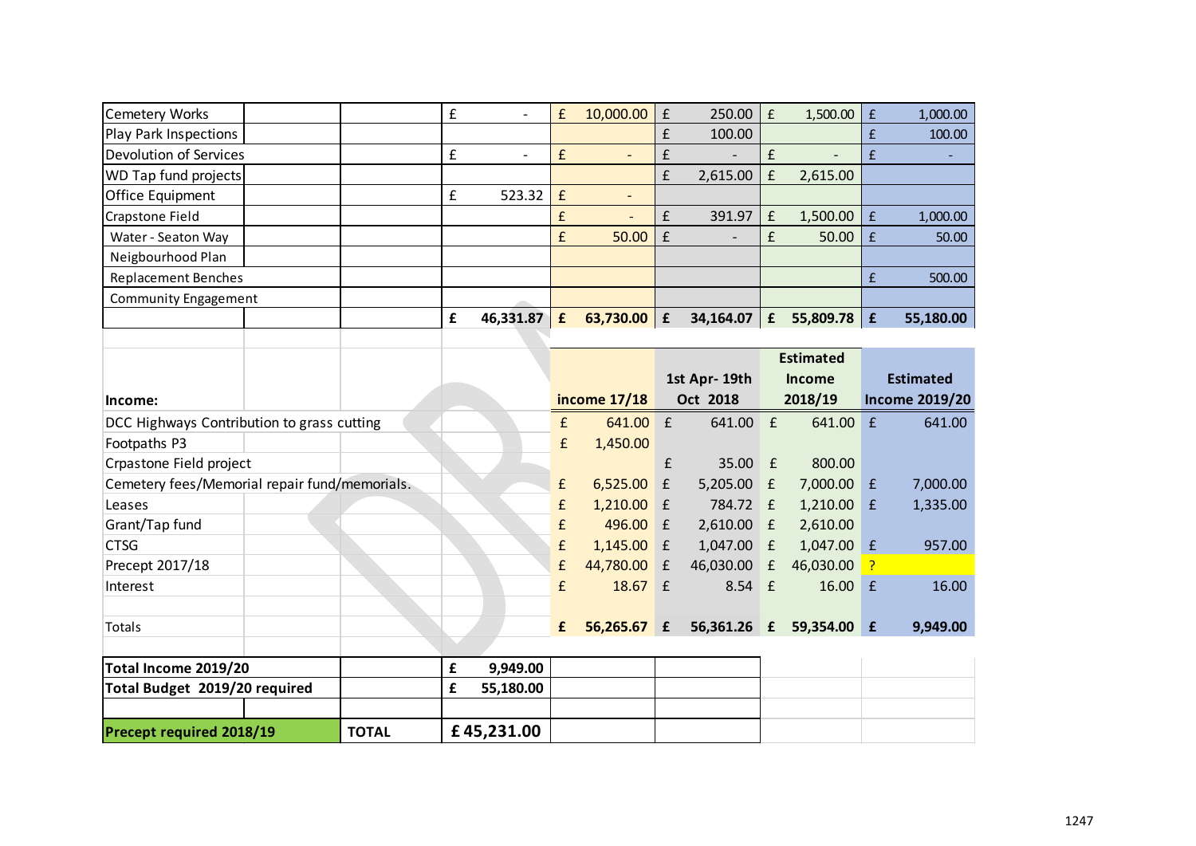| | | | | | | |
|---|---|---|---|---|---|---|
| Cemetery Works | | £ - | £ 10,000.00 | £ 250.00 | £ 1,500.00 | £ 1,000.00 |
| Play Park Inspections | | | | £ 100.00 | | £ 100.00 |
| Devolution of Services | | £ - | £ - | £ - | £ - | £ - |
| WD Tap fund projects | | | | £ 2,615.00 | £ 2,615.00 | |
| Office Equipment | | £ 523.32 | £ - | | | |
| Crapstone Field | | | £ - | £ 391.97 | £ 1,500.00 | £ 1,000.00 |
| Water - Seaton Way | | | £ 50.00 | £ - | £ 50.00 | £ 50.00 |
| Neigbourhood Plan | | | | | | |
| Replacement Benches | | | | | | £ 500.00 |
| Community Engagement | | | | | | |
| | | **£ 46,331.87** | **£ 63,730.00** | **£ 34,164.07** | **£ 55,809.78** | **£ 55,180.00** |

| **Income:** | | | **income 17/18** | **1st Apr- 19th Oct 2018** | **Estimated Income 2018/19** | **Estimated Income 2019/20** |
|---|---|---|---|---|---|---|
| DCC Highways Contribution to grass cutting | | | £ 641.00 | £ 641.00 | £ 641.00 | £ 641.00 |
| Footpaths P3 | | | £ 1,450.00 | | | |
| Crpastone Field project | | | | £ 35.00 | £ 800.00 | |
| Cemetery fees/Memorial repair fund/memorials. | | | £ 6,525.00 | £ 5,205.00 | £ 7,000.00 | £ 7,000.00 |
| Leases | | | £ 1,210.00 | £ 784.72 | £ 1,210.00 | £ 1,335.00 |
| Grant/Tap fund | | | £ 496.00 | £ 2,610.00 | £ 2,610.00 | |
| CTSG | | | £ 1,145.00 | £ 1,047.00 | £ 1,047.00 | £ 957.00 |
| Precept 2017/18 | | | £ 44,780.00 | £ 46,030.00 | £ 46,030.00 | ? |
| Interest | | | £ 18.67 | £ 8.54 | £ 16.00 | £ 16.00 |
| | | | | | | |
| Totals | | | **£ 56,265.67** | **£ 56,361.26** | **£ 59,354.00** | **£ 9,949.00** |

| | | |
|---|---|---|
| **Total Income 2019/20** | | **£ 9,949.00** |
| **Total Budget 2019/20 required** | | **£ 55,180.00** |
| | | |
| **Precept required 2018/19** | **TOTAL** | **£ 45,231.00** |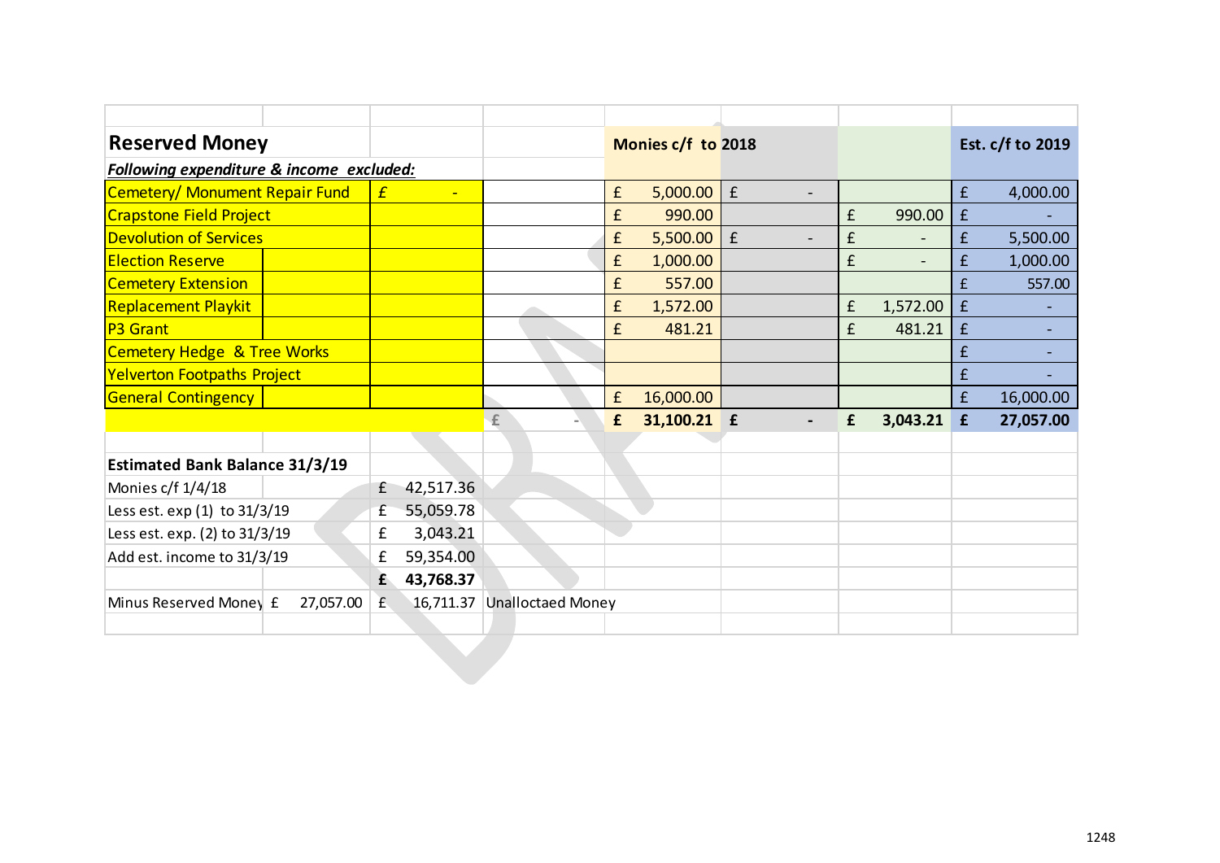| | | | | | | |
|---|---|---|---|---|---|---|
| **Reserved Money** | | | **Monies c/f to 2018** | | | **Est. c/f to 2019** |
| ***Following expenditure & income excluded:*** | | | | | | |
| Cemetery/ Monument Repair Fund | £ - | | £ 5,000.00 | £ - | | £ 4,000.00 |
| Crapstone Field Project | | | £ 990.00 | | £ 990.00 | £ - |
| Devolution of Services | | | £ 5,500.00 | £ - | £ - | £ 5,500.00 |
| Election Reserve | | | £ 1,000.00 | | £ - | £ 1,000.00 |
| Cemetery Extension | | | £ 557.00 | | | £ 557.00 |
| Replacement Playkit | | | £ 1,572.00 | | £ 1,572.00 | £ - |
| P3 Grant | | | £ 481.21 | | £ 481.21 | £ - |
| Cemetery Hedge & Tree Works | | | | | | £ - |
| Yelverton Footpaths Project | | | | | | £ - |
| General Contingency | | | £ 16,000.00 | | | £ 16,000.00 |
| | | £ - | **£ 31,100.21** | **£ -** | **£ 3,043.21** | **£ 27,057.00** |

| | | | |
|---|---|---|---|
| **Estimated Bank Balance 31/3/19** | | | |
| Monies c/f 1/4/18 | | £ 42,517.36 | |
| Less est. exp (1) to 31/3/19 | | £ 55,059.78 | |
| Less est. exp. (2) to 31/3/19 | | £ 3,043.21 | |
| Add est. income to 31/3/19 | | £ 59,354.00 | |
| | | **£ 43,768.37** | |
| Minus Reserved Money | £ 27,057.00 | £ 16,711.37 | Unalloctaed Money |